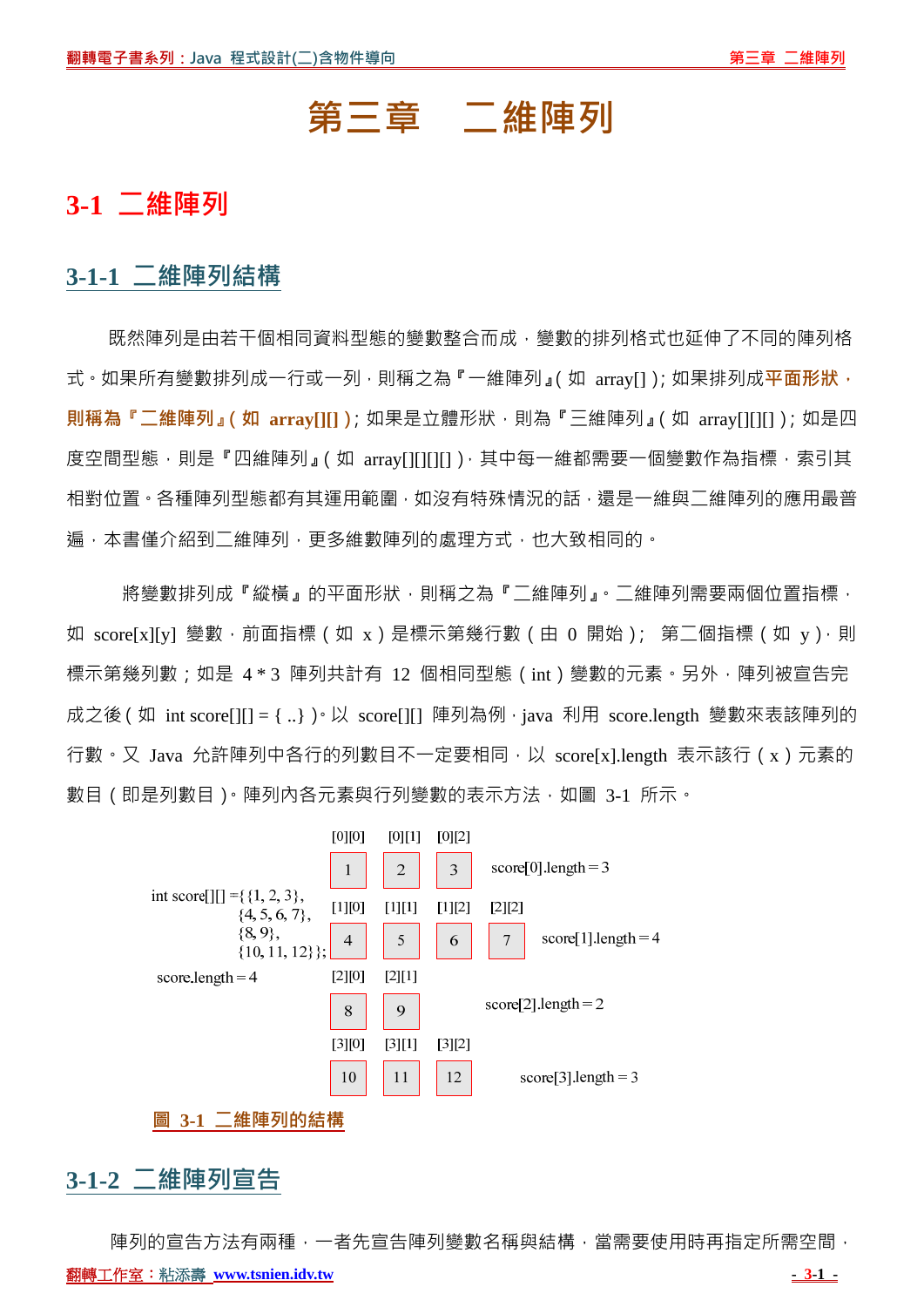# 第三章　二維陣列

## 3-1 二維陣列

### 3-1-1 二維陣列結構

既然陣列是由若干個相同資料型態的變數整合而成，變數的排列格式也延伸了不同的陣列格式。如果所有變數排列成一行或一列，則稱之為『一維陣列』( 如 array[] )；如果排列成**平面形狀，則稱為『二維陣列』( 如 array[][] )**；如果是立體形狀，則為『三維陣列』( 如 array[][][] )；如是四度空間型態，則是『四維陣列』( 如 array[][][][] )，其中每一維都需要一個變數作為指標，索引其相對位置。各種陣列型態都有其運用範圍，如沒有特殊情況的話，還是一維與二維陣列的應用最普遍，本書僅介紹到二維陣列，更多維數陣列的處理方式，也大致相同的。

將變數排列成『縱橫』的平面形狀，則稱之為『二維陣列』。二維陣列需要兩個位置指標，如 score[x][y] 變數，前面指標 ( 如 x ) 是標示第幾行數 ( 由 0 開始 )； 第二個指標 ( 如 y )，則標示第幾列數；如是 4 * 3 陣列共計有 12 個相同型態 ( int ) 變數的元素。另外，陣列被宣告完成之後 ( 如 int score[][] = { ..} )。以 score[][] 陣列為例，java 利用 score.length 變數來表該陣列的行數。又 Java 允許陣列中各行的列數目不一定要相同，以 score[x].length 表示該行 ( x ) 元素的數目 ( 即是列數目 )。陣列內各元素與行列變數的表示方法，如圖 3-1 所示。

```
int score[][] ={{1, 2, 3},
               {4, 5, 6, 7},
               {8, 9},
               {10, 11, 12}};

score.length = 4
```

| | | | | |
|---|---|---|---|---|
| [0][0] 1 | [0][1] 2 | [0][2] 3 | | score[0].length = 3 |
| [1][0] 4 | [1][1] 5 | [1][2] 6 | [2][2] 7 | score[1].length = 4 |
| [2][0] 8 | [2][1] 9 | | | score[2].length = 2 |
| [3][0] 10 | [3][1] 11 | [3][2] 12 | | score[3].length = 3 |

圖 3-1 二維陣列的結構

### 3-1-2 二維陣列宣告

陣列的宣告方法有兩種，一者先宣告陣列變數名稱與結構，當需要使用時再指定所需空間，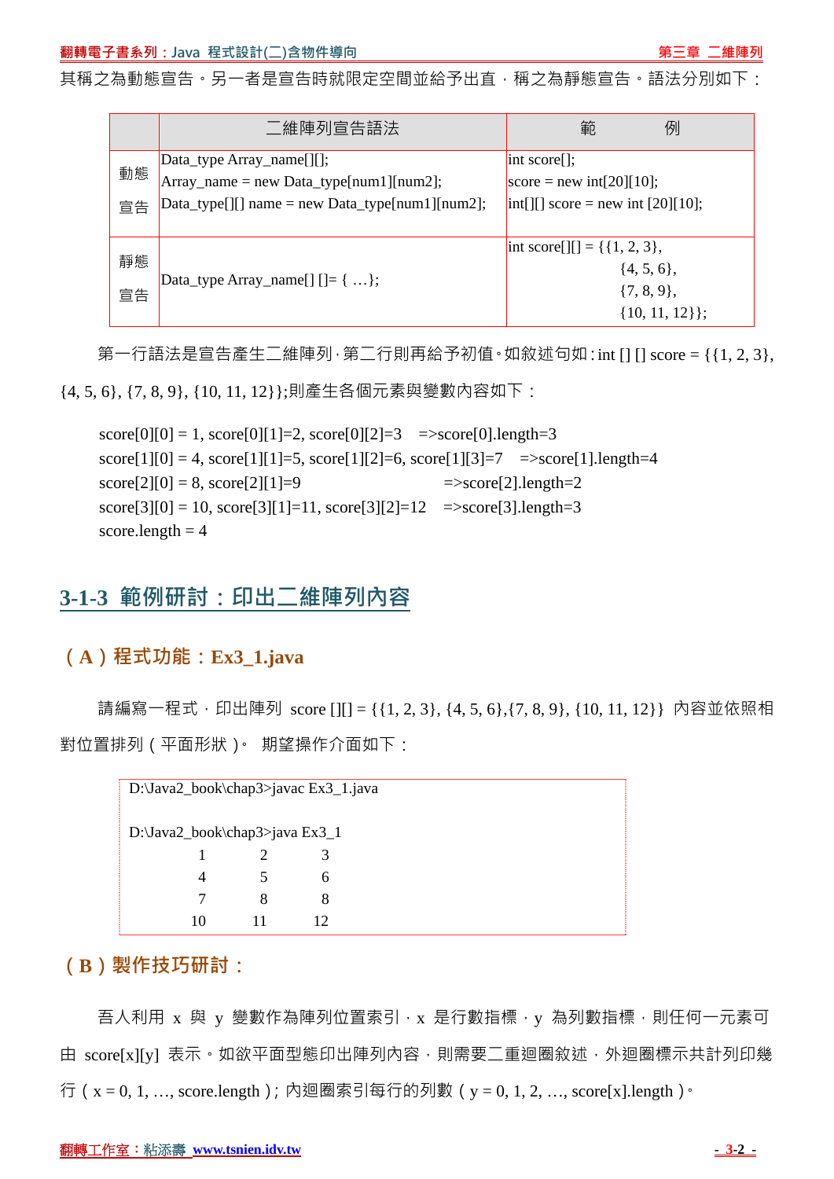其稱之為動態宣告。另一者是宣告時就限定空間並給予出直，稱之為靜態宣告。語法分別如下：

| | 二維陣列宣告語法 | 範　　例 |
|---|---|---|
| 動態宣告 | Data_type Array_name[][];<br>Array_name = new Data_type[num1][num2];<br>Data_type[][] name = new Data_type[num1][num2]; | int score[];<br>score = new int[20][10];<br>int[][] score = new int [20][10]; |
| 靜態宣告 | Data_type Array_name[] []= { …}; | int score[][] = {{1, 2, 3},<br>{4, 5, 6},<br>{7, 8, 9},<br>{10, 11, 12}}; |

第一行語法是宣告產生二維陣列，第二行則再給予初值。如敘述句如：int [] [] score = {{1, 2, 3}, {4, 5, 6}, {7, 8, 9}, {10, 11, 12}};則產生各個元素與變數內容如下：

score[0][0] = 1, score[0][1]=2, score[0][2]=3　=>score[0].length=3
score[1][0] = 4, score[1][1]=5, score[1][2]=6, score[1][3]=7　=>score[1].length=4
score[2][0] = 8, score[2][1]=9　=>score[2].length=2
score[3][0] = 10, score[3][1]=11, score[3][2]=12　=>score[3].length=3
score.length = 4

## 3-1-3 範例研討：印出二維陣列內容

### （A）程式功能：Ex3_1.java

請編寫一程式，印出陣列 score [][] = {{1, 2, 3}, {4, 5, 6},{7, 8, 9}, {10, 11, 12}} 內容並依照相對位置排列（平面形狀）。 期望操作介面如下：

```
D:\Java2_book\chap3>javac Ex3_1.java

D:\Java2_book\chap3>java Ex3_1
        1       2       3
        4       5       6
        7       8       8
        10      11      12
```

### （B）製作技巧研討：

吾人利用 x 與 y 變數作為陣列位置索引，x 是行數指標，y 為列數指標，則任何一元素可由 score[x][y] 表示。如欲平面型態印出陣列內容，則需要二重迴圈敘述，外迴圈標示共計列印幾行（x = 0, 1, …, score.length）; 內迴圈索引每行的列數（y = 0, 1, 2, …, score[x].length）。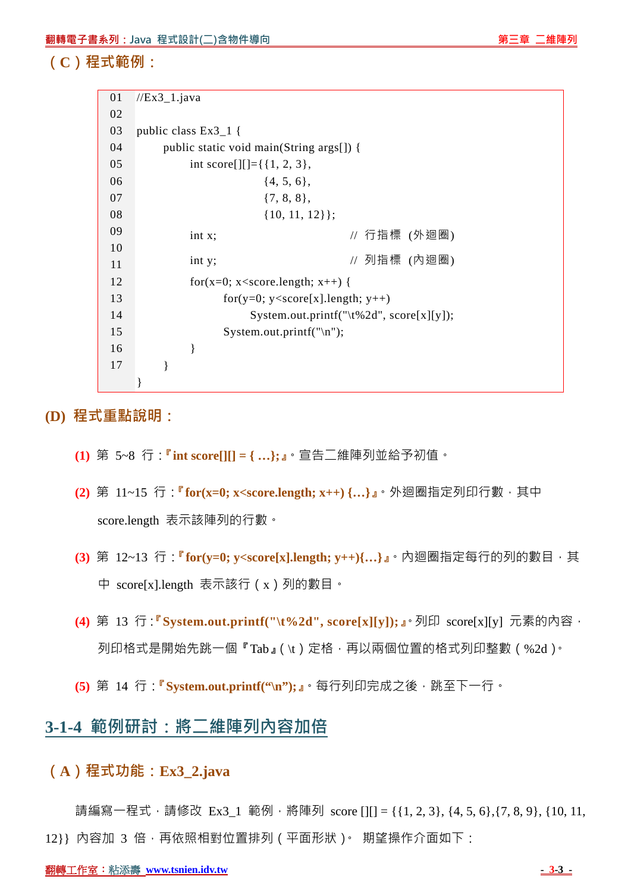## （C）程式範例：

```
01  //Ex3_1.java
02
03  public class Ex3_1 {
04      public static void main(String args[]) {
05          int score[][]={{1, 2, 3},
06                         {4, 5, 6},
07                         {7, 8, 8},
08                         {10, 11, 12}};
09          int x;                  // 行指標 (外迴圈)
10
11          int y;                  // 列指標 (內迴圈)
12          for(x=0; x<score.length; x++) {
13              for(y=0; y<score[x].length; y++)
14                  System.out.printf("\t%2d", score[x][y]);
15              System.out.printf("\n");
16          }
17      }
    }
```

## (D) 程式重點說明：

**(1)** 第 5~8 行：『**int score[][] = { …};**』。宣告二維陣列並給予初值。

**(2)** 第 11~15 行：『**for(x=0; x<score.length; x++) {…}**』。外迴圈指定列印行數，其中 score.length 表示該陣列的行數。

**(3)** 第 12~13 行：『**for(y=0; y<score[x].length; y++){…}**』。內迴圈指定每行的列的數目，其中 score[x].length 表示該行（x）列的數目。

**(4)** 第 13 行：『**System.out.printf("\t%2d", score[x][y]);**』。列印 score[x][y] 元素的內容，列印格式是開始先跳一個『Tab』（\t）定格，再以兩個位置的格式列印整數（%2d）。

**(5)** 第 14 行：『**System.out.printf(“\n”);**』。每行列印完成之後，跳至下一行。

# 3-1-4 範例研討：將二維陣列內容加倍

## （A）程式功能：Ex3_2.java

請編寫一程式，請修改 Ex3_1 範例，將陣列 score [][] = {{1, 2, 3}, {4, 5, 6},{7, 8, 9}, {10, 11, 12}} 內容加 3 倍，再依照相對位置排列（平面形狀）。 期望操作介面如下：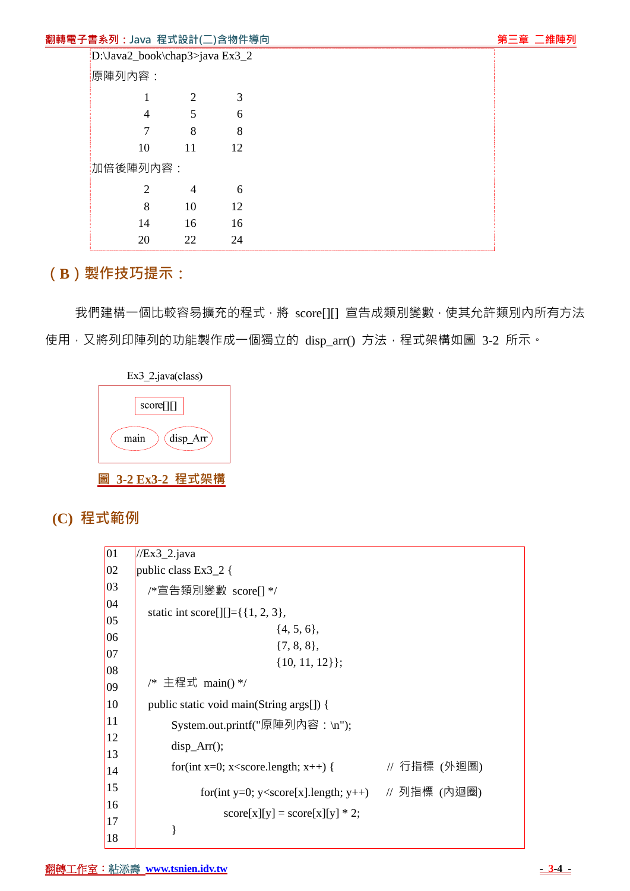```
D:\Java2_book\chap3>java Ex3_2
原陣列內容：
      1       2       3
      4       5       6
      7       8       8
     10      11      12
加倍後陣列內容：
      2       4       6
      8      10      12
     14      16      16
     20      22      24
```

## (B) 製作技巧提示：

我們建構一個比較容易擴充的程式，將 score[][] 宣告成類別變數，使其允許類別內所有方法使用，又將列印陣列的功能製作成一個獨立的 disp_arr() 方法，程式架構如圖 3-2 所示。

Ex3_2.java(class)

| score[][] | |
|---|---|
| main | disp_Arr |

圖 3-2 Ex3-2 程式架構

## (C) 程式範例

```
01  //Ex3_2.java
02  public class Ex3_2 {
03    /*宣告類別變數 score[] */
04    static int score[][]={{1, 2, 3},
05                         {4, 5, 6},
06                         {7, 8, 8},
07                         {10, 11, 12}};
08    /* 主程式 main() */
09    public static void main(String args[]) {
10        System.out.printf("原陣列內容：\n");
11        disp_Arr();
12        for(int x=0; x<score.length; x++) {         // 行指標 (外迴圈)
13            for(int y=0; y<score[x].length; y++)    // 列指標 (內迴圈)
14                score[x][y] = score[x][y] * 2;
15        }
16
17
18
```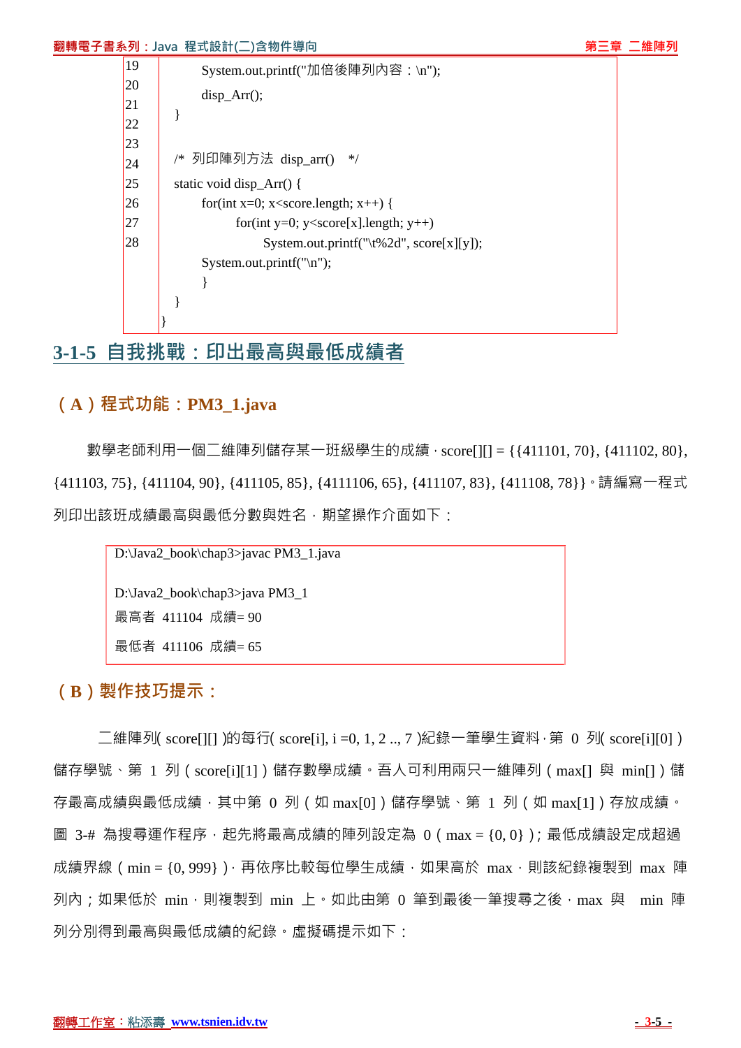```
19          System.out.printf("加倍後陣列內容：\n");
20          disp_Arr();
21      }
22
23
24      /* 列印陣列方法 disp_arr()  */
25      static void disp_Arr() {
26          for(int x=0; x<score.length; x++) {
27              for(int y=0; y<score[x].length; y++)
28                  System.out.printf("\t%2d", score[x][y]);
            System.out.printf("\n");
            }
        }
}
```

## 3-1-5 自我挑戰：印出最高與最低成績者

### (A) 程式功能：PM3_1.java

數學老師利用一個二維陣列儲存某一班級學生的成績，score[][] = {{411101, 70}, {411102, 80}, {411103, 75}, {411104, 90}, {411105, 85}, {4111106, 65}, {411107, 83}, {411108, 78}}。請編寫一程式列印出該班成績最高與最低分數與姓名，期望操作介面如下：

```
D:\Java2_book\chap3>javac PM3_1.java

D:\Java2_book\chap3>java PM3_1
最高者  411104  成績= 90
最低者  411106  成績= 65
```

### (B) 製作技巧提示：

二維陣列( score[][] )的每行( score[i], i =0, 1, 2 .., 7 )紀錄一筆學生資料，第 0 列( score[i][0] )儲存學號、第 1 列（score[i][1]）儲存數學成績。吾人可利用兩只一維陣列（max[] 與 min[]）儲存最高成績與最低成績，其中第 0 列（如 max[0]）儲存學號、第 1 列（如 max[1]）存放成績。圖 3-# 為搜尋運作程序，起先將最高成績的陣列設定為 0（max = {0, 0}）；最低成績設定成超過成績界線（min = {0, 999}），再依序比較每位學生成績，如果高於 max，則該紀錄複製到 max 陣列內；如果低於 min，則複製到 min 上。如此由第 0 筆到最後一筆搜尋之後，max 與 min 陣列分別得到最高與最低成績的紀錄。虛擬碼提示如下：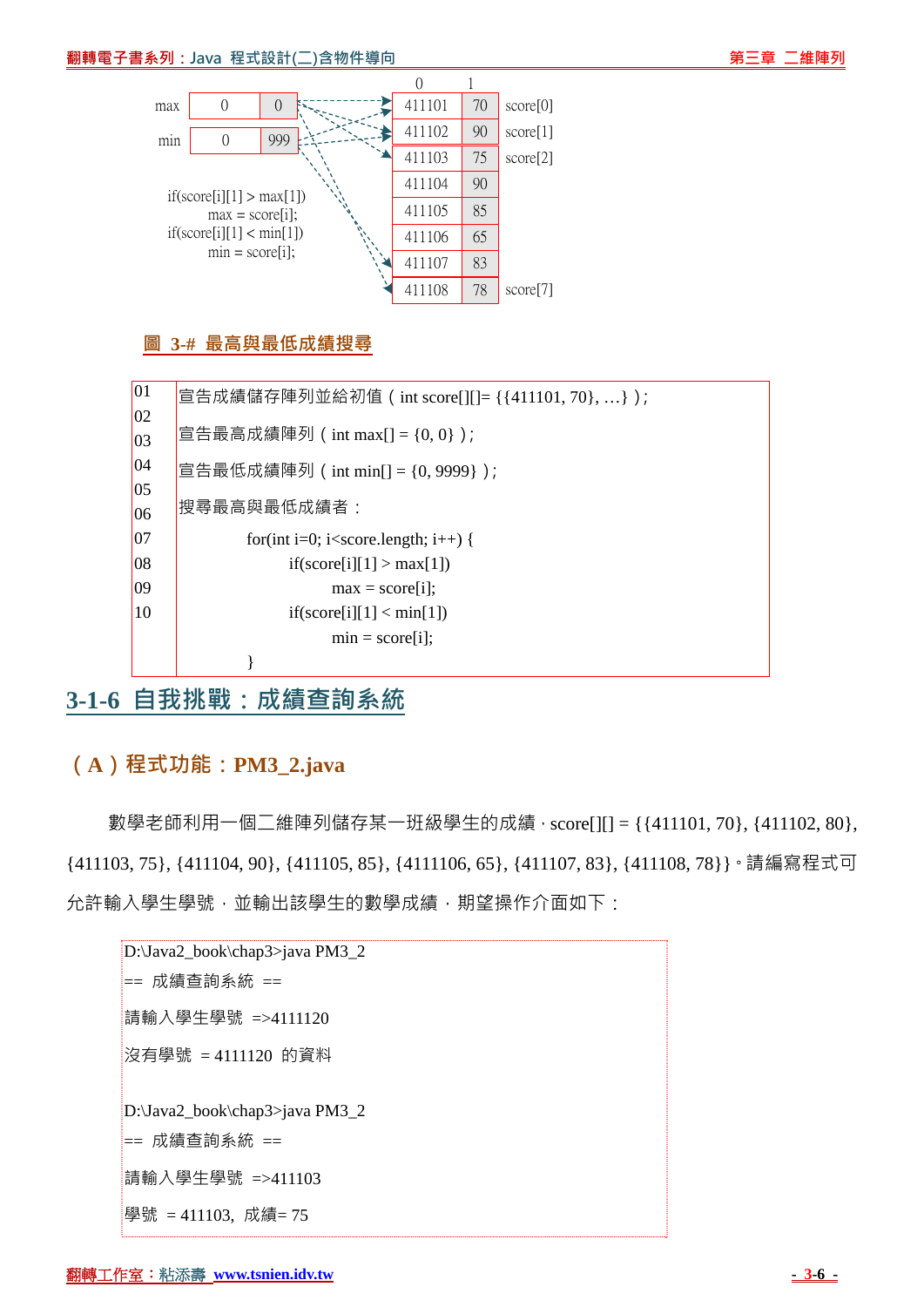| | 0 | 1 | |
|---|---|---|---|
| max | 0 | 0 | |
| min | 0 | 999 | |

| | 0 | 1 | |
|---|---|---|---|
| | 411101 | 70 | score[0] |
| | 411102 | 90 | score[1] |
| | 411103 | 75 | score[2] |
| | 411104 | 90 | |
| | 411105 | 85 | |
| | 411106 | 65 | |
| | 411107 | 83 | |
| | 411108 | 78 | score[7] |

```
if(score[i][1] > max[1])
    max = score[i];
if(score[i][1] < min[1])
    min = score[i];
```

圖 3-# 最高與最低成績搜尋

```
01  宣告成績儲存陣列並給初值（int score[][]= {{411101, 70}, …}）;
02
03  宣告最高成績陣列（int max[] = {0, 0}）;
04
05  宣告最低成績陣列（int min[] = {0, 9999}）;
06  搜尋最高與最低成績者：
07          for(int i=0; i<score.length; i++) {
08              if(score[i][1] > max[1])
09                  max = score[i];
10              if(score[i][1] < min[1])
                    min = score[i];
            }
```

## 3-1-6 自我挑戰：成績查詢系統

### （A）程式功能：PM3_2.java

數學老師利用一個二維陣列儲存某一班級學生的成績，score[][] = {{411101, 70}, {411102, 80}, {411103, 75}, {411104, 90}, {411105, 85}, {4111106, 65}, {411107, 83}, {411108, 78}}。請編寫程式可允許輸入學生學號，並輸出該學生的數學成績，期望操作介面如下：

```
D:\Java2_book\chap3>java PM3_2
== 成績查詢系統 ==
請輸入學生學號 =>4111120
沒有學號 = 4111120 的資料

D:\Java2_book\chap3>java PM3_2
== 成績查詢系統 ==
請輸入學生學號 =>411103
學號 = 411103, 成績= 75
```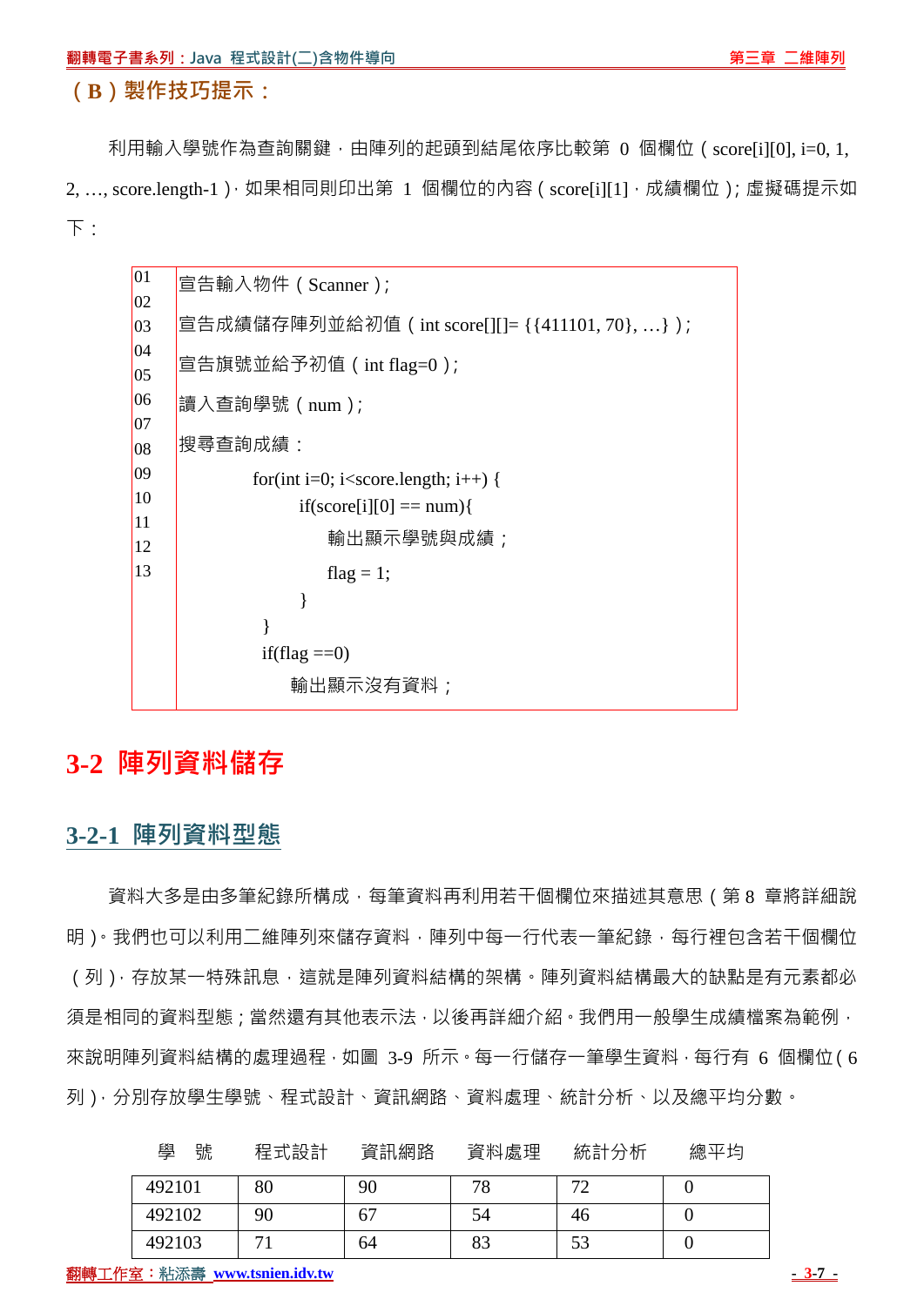**（B）製作技巧提示：**

利用輸入學號作為查詢關鍵，由陣列的起頭到結尾依序比較第 0 個欄位（score[i][0], i=0, 1, 2, …, score.length-1），如果相同則印出第 1 個欄位的內容（score[i][1]，成績欄位）; 虛擬碼提示如下：

```
01  宣告輸入物件（Scanner）;
02  宣告成績儲存陣列並給初值（int score[][]= {{411101, 70}, …}）;
03  宣告旗號並給予初值（int flag=0）;
04  讀入查詢學號（num）;
05  搜尋查詢成績：
06          for(int i=0; i<score.length; i++) {
07              if(score[i][0] == num){
08                  輸出顯示學號與成績；
09                  flag = 1;
10              }
11          }
12          if(flag ==0)
13              輸出顯示沒有資料；
```

# 3-2 陣列資料儲存

## 3-2-1 陣列資料型態

資料大多是由多筆紀錄所構成，每筆資料再利用若干個欄位來描述其意思（第 8 章將詳細說明）。我們也可以利用二維陣列來儲存資料，陣列中每一行代表一筆紀錄，每行裡包含若干個欄位（列），存放某一特殊訊息，這就是陣列資料結構的架構。陣列資料結構最大的缺點是有元素都必須是相同的資料型態；當然還有其他表示法，以後再詳細介紹。我們用一般學生成績檔案為範例，來說明陣列資料結構的處理過程，如圖 3-9 所示。每一行儲存一筆學生資料，每行有 6 個欄位（6 列），分別存放學生學號、程式設計、資訊網路、資料處理、統計分析、以及總平均分數。

| 學　號 | 程式設計 | 資訊網路 | 資料處理 | 統計分析 | 總平均 |
|---|---|---|---|---|---|
| 492101 | 80 | 90 | 78 | 72 | 0 |
| 492102 | 90 | 67 | 54 | 46 | 0 |
| 492103 | 71 | 64 | 83 | 53 | 0 |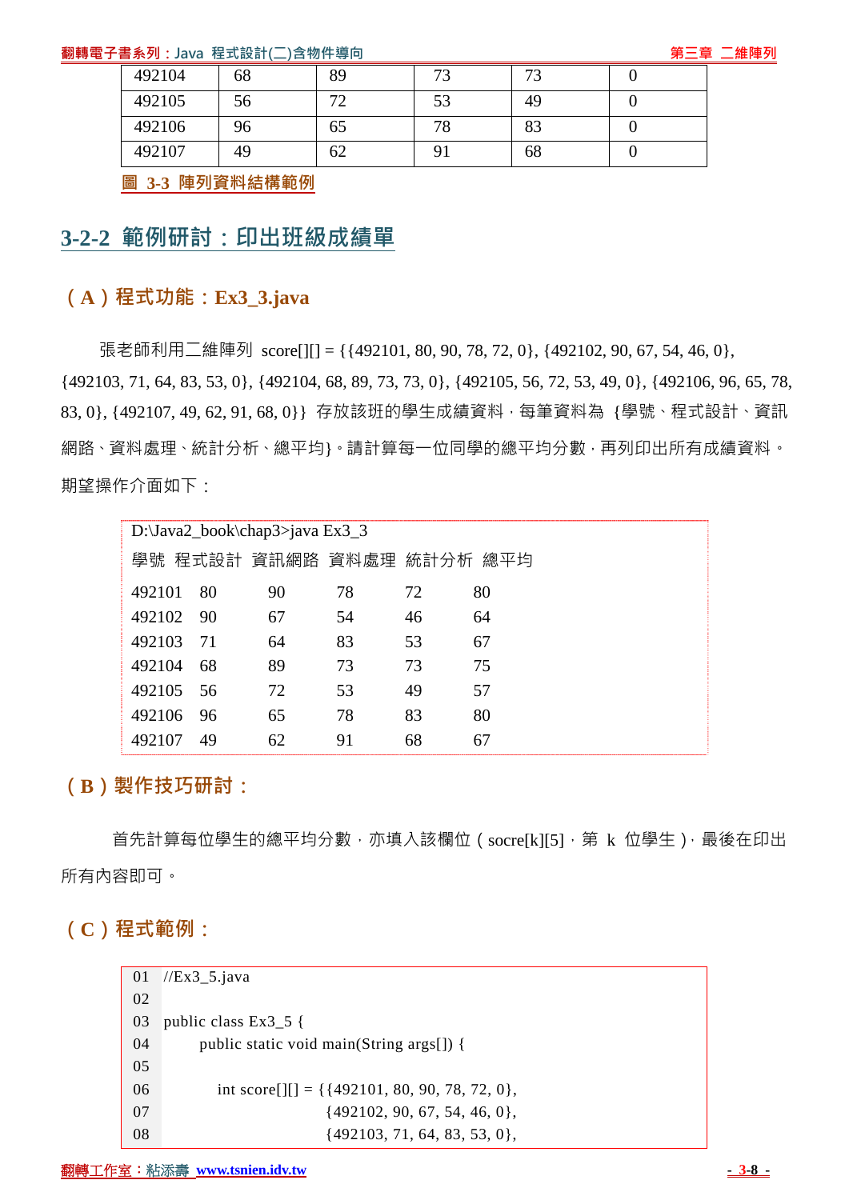| 492104 | 68 | 89 | 73 | 73 | 0 |
|---|---|---|---|---|---|
| 492105 | 56 | 72 | 53 | 49 | 0 |
| 492106 | 96 | 65 | 78 | 83 | 0 |
| 492107 | 49 | 62 | 91 | 68 | 0 |

圖 3-3 陣列資料結構範例

## 3-2-2 範例研討：印出班級成績單

### （A）程式功能：Ex3_3.java

張老師利用二維陣列 score[][] = {{492101, 80, 90, 78, 72, 0}, {492102, 90, 67, 54, 46, 0}, {492103, 71, 64, 83, 53, 0}, {492104, 68, 89, 73, 73, 0}, {492105, 56, 72, 53, 49, 0}, {492106, 96, 65, 78, 83, 0}, {492107, 49, 62, 91, 68, 0}} 存放該班的學生成績資料，每筆資料為 {學號、程式設計、資訊網路、資料處理、統計分析、總平均}。請計算每一位同學的總平均分數，再列印出所有成績資料。期望操作介面如下：

```
D:\Java2_book\chap3>java Ex3_3
學號  程式設計  資訊網路  資料處理  統計分析  總平均
492101   80      90      78      72      80
492102   90      67      54      46      64
492103   71      64      83      53      67
492104   68      89      73      73      75
492105   56      72      53      49      57
492106   96      65      78      83      80
492107   49      62      91      68      67
```

### （B）製作技巧研討：

首先計算每位學生的總平均分數，亦填入該欄位（socre[k][5]，第 k 位學生），最後在印出所有內容即可。

### （C）程式範例：

```
01  //Ex3_5.java
02
03  public class Ex3_5 {
04          public static void main(String args[]) {
05
06              int score[][] = {{492101, 80, 90, 78, 72, 0},
07                               {492102, 90, 67, 54, 46, 0},
08                               {492103, 71, 64, 83, 53, 0},
```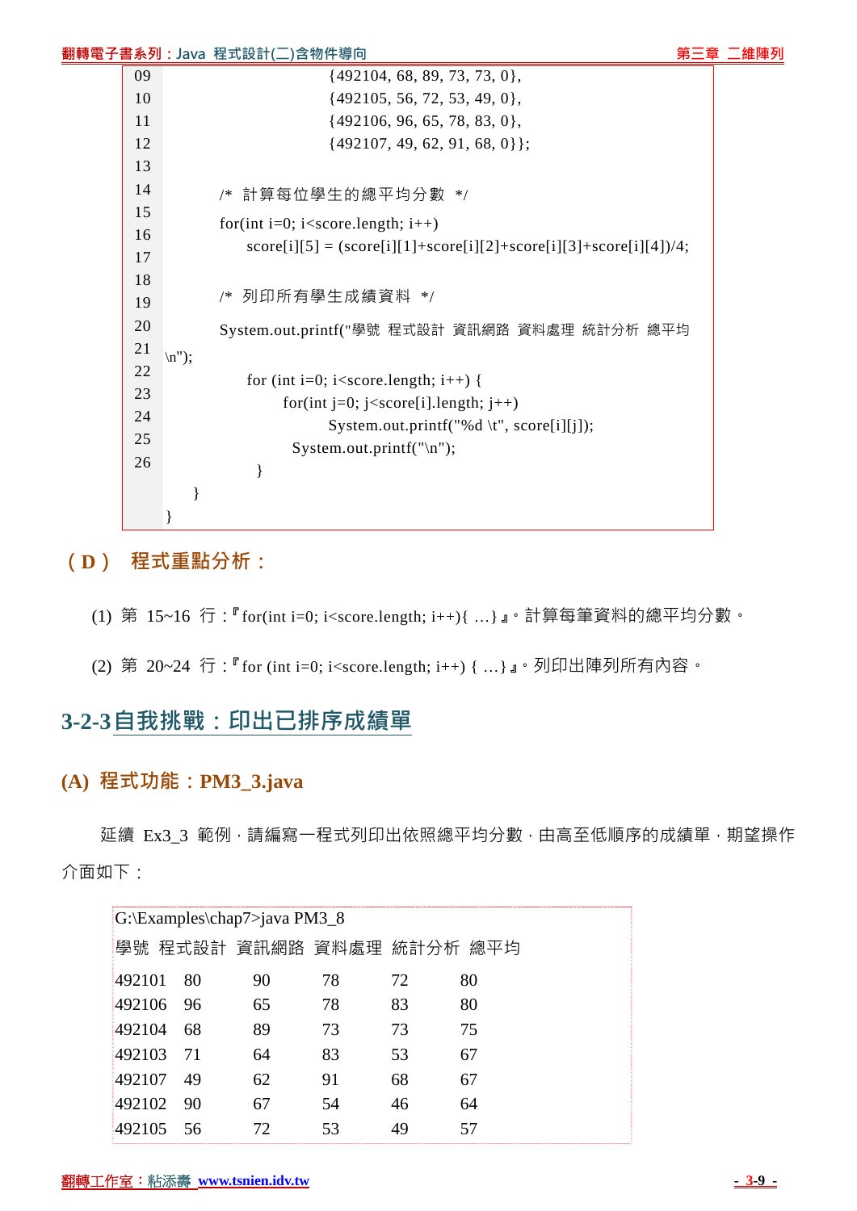```
09                        {492104, 68, 89, 73, 73, 0},
10                        {492105, 56, 72, 53, 49, 0},
11                        {492106, 96, 65, 78, 83, 0},
12                        {492107, 49, 62, 91, 68, 0}};
13
14        /* 計算每位學生的總平均分數 */
15        for(int i=0; i<score.length; i++)
16            score[i][5] = (score[i][1]+score[i][2]+score[i][3]+score[i][4])/4;
17
18        /* 列印所有學生成績資料 */
19        System.out.printf("學號 程式設計 資訊網路 資料處理 統計分析 總平均
20 \n");
21            for (int i=0; i<score.length; i++) {
22                for(int j=0; j<score[i].length; j++)
23                    System.out.printf("%d \t", score[i][j]);
24                System.out.printf("\n");
25            }
26    }
  }
```

### （D） 程式重點分析：

(1) 第 15~16 行：『for(int i=0; i<score.length; i++){ …}』。計算每筆資料的總平均分數。

(2) 第 20~24 行：『for (int i=0; i<score.length; i++) { …}』。列印出陣列所有內容。

## 3-2-3 自我挑戰：印出已排序成績單

### (A) 程式功能：PM3_3.java

延續 Ex3_3 範例，請編寫一程式列印出依照總平均分數，由高至低順序的成績單，期望操作介面如下：

```
G:\Examples\chap7>java PM3_8
學號  程式設計  資訊網路  資料處理  統計分析  總平均
492101   80      90      78      72      80
492106   96      65      78      83      80
492104   68      89      73      73      75
492103   71      64      83      53      67
492107   49      62      91      68      67
492102   90      67      54      46      64
492105   56      72      53      49      57
```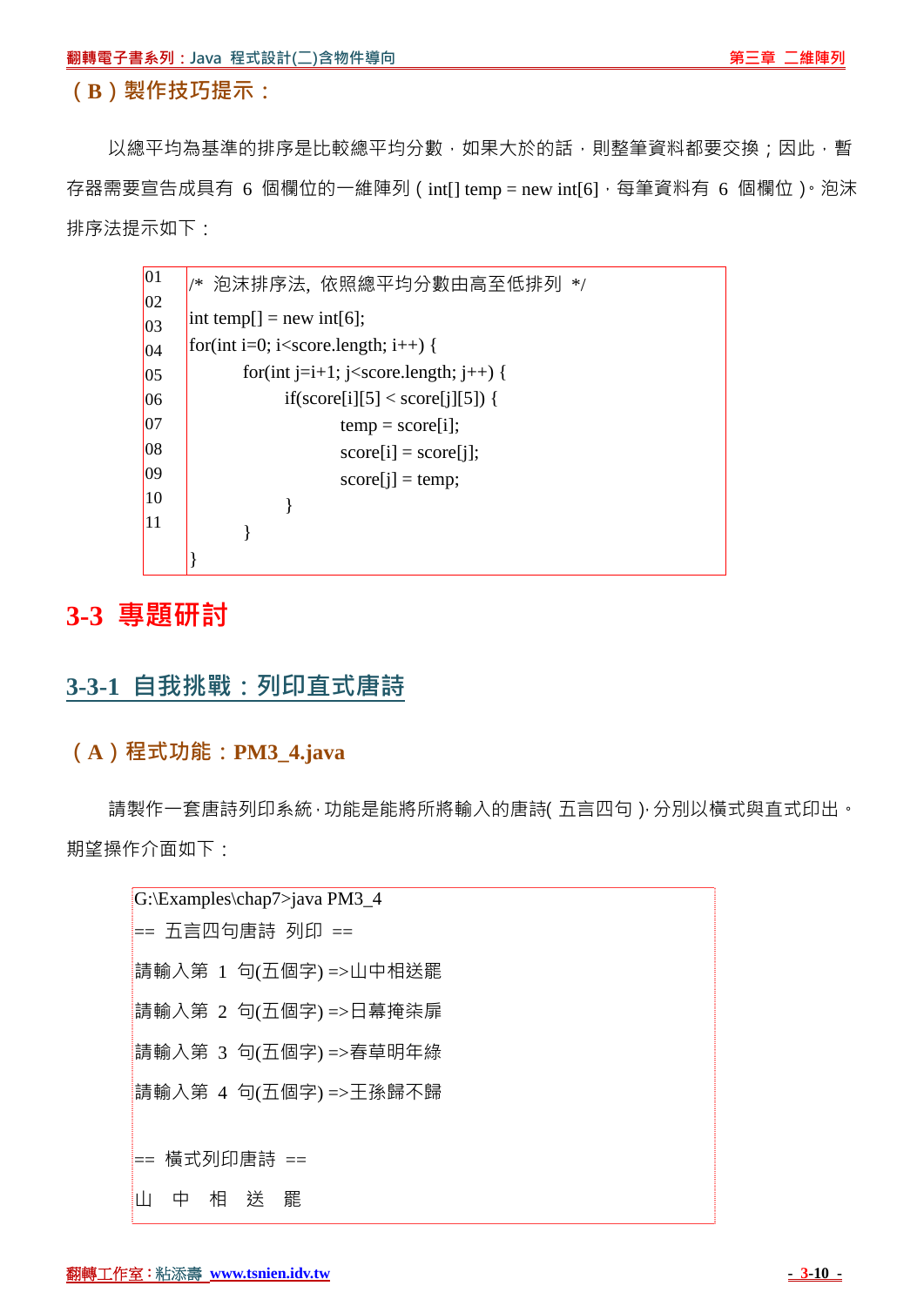（B）製作技巧提示：

以總平均為基準的排序是比較總平均分數，如果大於的話，則整筆資料都要交換；因此，暫存器需要宣告成具有 6 個欄位的一維陣列（int[] temp = new int[6]，每筆資料有 6 個欄位）。泡沫排序法提示如下：

```
01  /*  泡沫排序法, 依照總平均分數由高至低排列  */
02  int temp[] = new int[6];
03  for(int i=0; i<score.length; i++) {
04          for(int j=i+1; j<score.length; j++) {
05                  if(score[i][5] < score[j][5]) {
06                          temp = score[i];
07                          score[i] = score[j];
08                          score[j] = temp;
09                  }
10          }
11  }
```

# 3-3 專題研討

## 3-3-1 自我挑戰：列印直式唐詩

（A）程式功能：PM3_4.java

請製作一套唐詩列印系統，功能是能將所將輸入的唐詩(五言四句)，分別以橫式與直式印出。期望操作介面如下：

```
G:\Examples\chap7>java PM3_4
== 五言四句唐詩 列印 ==
請輸入第 1 句(五個字) =>山中相送罷
請輸入第 2 句(五個字) =>日幕掩柒扉
請輸入第 3 句(五個字) =>春草明年綠
請輸入第 4 句(五個字) =>王孫歸不歸

== 橫式列印唐詩 ==
山  中  相  送  罷
```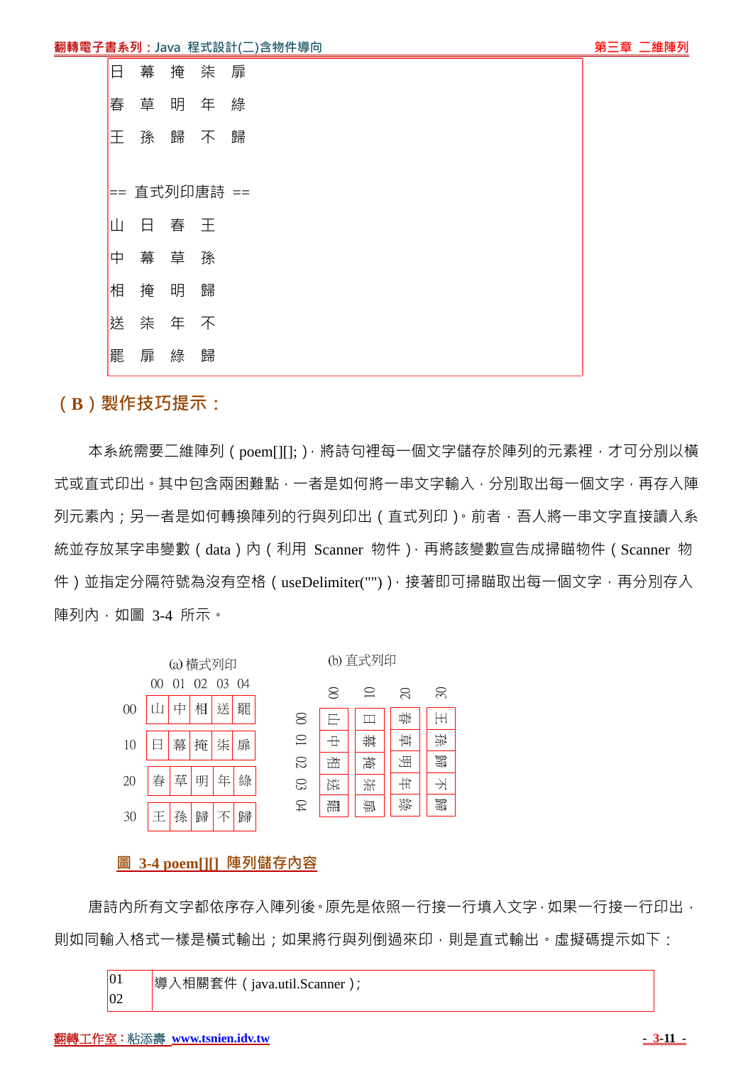```
日　幕　掩　柒　扉

春　草　明　年　綠

王　孫　歸　不　歸

== 直式列印唐詩 ==

山　日　春　王

中　幕　草　孫

相　掩　明　歸

送　柒　年　不

罷　扉　綠　歸
```

## （B）製作技巧提示：

本系統需要二維陣列（poem[][];），將詩句裡每一個文字儲存於陣列的元素裡，才可分別以橫式或直式印出。其中包含兩困難點，一者是如何將一串文字輸入，分別取出每一個文字，再存入陣列元素內；另一者是如何轉換陣列的行與列印出（直式列印）。前者，吾人將一串文字直接讀入系統並存放某字串變數（data）內（利用 Scanner 物件），再將該變數宣告成掃瞄物件（Scanner 物件）並指定分隔符號為沒有空格（useDelimiter("")），接著即可掃瞄取出每一個文字，再分別存入陣列內，如圖 3-4 所示。

(a) 橫式列印

| | 00 | 01 | 02 | 03 | 04 |
|---|---|---|---|---|---|
| 00 | 山 | 中 | 相 | 送 | 罷 |
| 10 | 日 | 幕 | 掩 | 柒 | 扉 |
| 20 | 春 | 草 | 明 | 年 | 綠 |
| 30 | 王 | 孫 | 歸 | 不 | 歸 |

(b) 直式列印

| | 00 | 01 | 02 | 03 |
|---|---|---|---|---|
| 00 | 山 | 日 | 春 | 王 |
| 01 | 中 | 幕 | 草 | 孫 |
| 02 | 相 | 掩 | 明 | 歸 |
| 03 | 送 | 柒 | 年 | 不 |
| 04 | 罷 | 扉 | 綠 | 歸 |

**圖 3-4 poem[][] 陣列儲存內容**

唐詩內所有文字都依序存入陣列後。原先是依照一行接一行填入文字，如果一行接一行印出，則如同輸入格式一樣是橫式輸出；如果將行與列倒過來印，則是直式輸出。虛擬碼提示如下：

```
01  導入相關套件（java.util.Scanner）;
02
```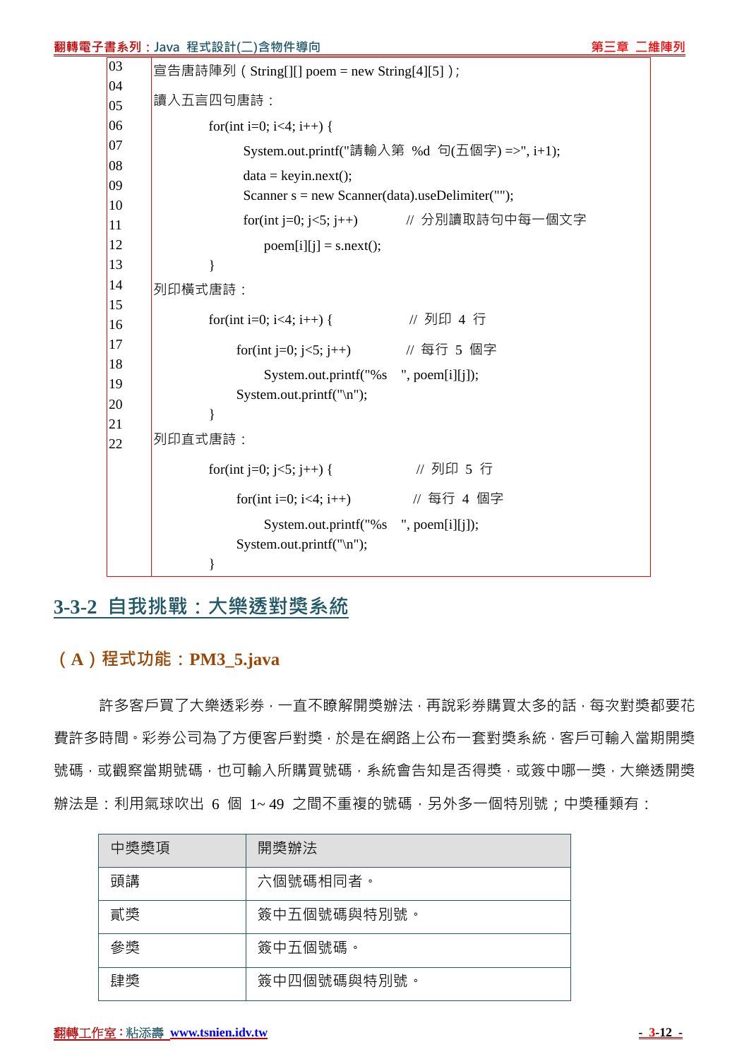```
03  宣告唐詩陣列（String[][] poem = new String[4][5]）;
04  讀入五言四句唐詩：
05      for(int i=0; i<4; i++) {
06          System.out.printf("請輸入第 %d 句(五個字) =>", i+1);
07          data = keyin.next();
08          Scanner s = new Scanner(data).useDelimiter("");
09          for(int j=0; j<5; j++)          // 分別讀取詩句中每一個文字
10              poem[i][j] = s.next();
11      }
12  列印橫式唐詩：
13      for(int i=0; i<4; i++) {             // 列印 4 行
14          for(int j=0; j<5; j++)           // 每行 5 個字
15              System.out.printf("%s   ", poem[i][j]);
16          System.out.printf("\n");
17      }
18  列印直式唐詩：
19      for(int j=0; j<5; j++) {             // 列印 5 行
20          for(int i=0; i<4; i++)           // 每行 4 個字
21              System.out.printf("%s   ", poem[i][j]);
22          System.out.printf("\n");
        }
```

## 3-3-2 自我挑戰：大樂透對獎系統

### （A）程式功能：PM3_5.java

許多客戶買了大樂透彩券，一直不瞭解開獎辦法，再說彩券購買太多的話，每次對獎都要花費許多時間。彩券公司為了方便客戶對獎，於是在網路上公布一套對獎系統，客戶可輸入當期開獎號碼，或觀察當期號碼，也可輸入所購買號碼，系統會告知是否得獎，或簽中哪一獎，大樂透開獎辦法是：利用氣球吹出 6 個 1~ 49 之間不重複的號碼，另外多一個特別號；中獎種類有：

| 中獎獎項 | 開獎辦法 |
|---|---|
| 頭講 | 六個號碼相同者。 |
| 貳獎 | 簽中五個號碼與特別號。 |
| 參獎 | 簽中五個號碼。 |
| 肆獎 | 簽中四個號碼與特別號。 |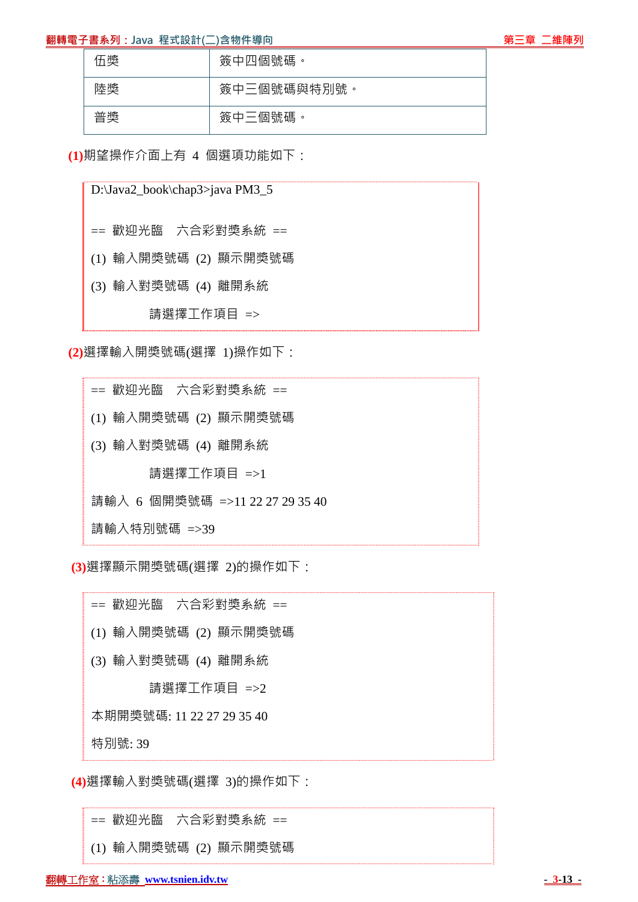| | |
|---|---|
| 伍獎 | 簽中四個號碼。 |
| 陸獎 | 簽中三個號碼與特別號。 |
| 普獎 | 簽中三個號碼。 |

**(1)**期望操作介面上有 4 個選項功能如下：

```
D:\Java2_book\chap3>java PM3_5

== 歡迎光臨   六合彩對獎系統 ==
(1) 輸入開獎號碼 (2) 顯示開獎號碼
(3) 輸入對獎號碼 (4) 離開系統
        請選擇工作項目 =>
```

**(2)**選擇輸入開獎號碼(選擇 1)操作如下：

```
== 歡迎光臨   六合彩對獎系統 ==
(1) 輸入開獎號碼 (2) 顯示開獎號碼
(3) 輸入對獎號碼 (4) 離開系統
        請選擇工作項目 =>1
請輸入 6 個開獎號碼 =>11 22 27 29 35 40
請輸入特別號碼 =>39
```

**(3)**選擇顯示開獎號碼(選擇 2)的操作如下：

```
== 歡迎光臨   六合彩對獎系統 ==
(1) 輸入開獎號碼 (2) 顯示開獎號碼
(3) 輸入對獎號碼 (4) 離開系統
        請選擇工作項目 =>2
本期開獎號碼: 11 22 27 29 35 40
特別號: 39
```

**(4)**選擇輸入對獎號碼(選擇 3)的操作如下：

```
== 歡迎光臨   六合彩對獎系統 ==
(1) 輸入開獎號碼 (2) 顯示開獎號碼
```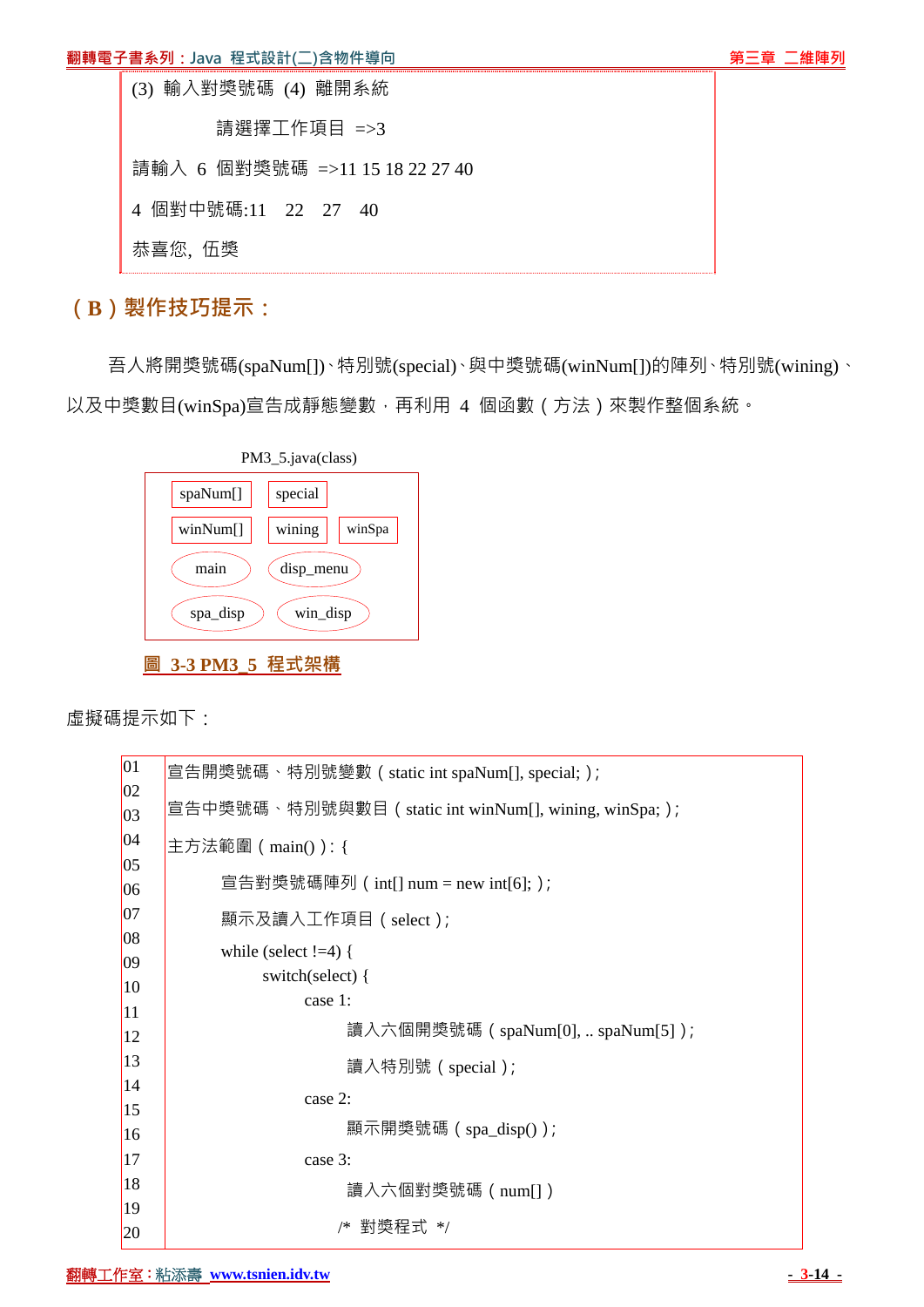```
(3) 輸入對獎號碼 (4) 離開系統

            請選擇工作項目 =>3

請輸入 6 個對獎號碼 =>11 15 18 22 27 40

4 個對中號碼:11   22   27   40

恭喜您, 伍獎
```

## （B）製作技巧提示：

吾人將開獎號碼(spaNum[])、特別號(special)、與中獎號碼(winNum[])的陣列、特別號(wining)、以及中獎數目(winSpa)宣告成靜態變數，再利用 4 個函數（方法）來製作整個系統。

PM3_5.java(class)

| spaNum[] | special | |
|---|---|---|
| winNum[] | wining | winSpa |
| main | disp_menu | |
| spa_disp | win_disp | |

圖 3-3 PM3_5 程式架構

虛擬碼提示如下：

```
01  宣告開獎號碼、特別號變數（static int spaNum[], special;）;
02  
03  宣告中獎號碼、特別號與數目（static int winNum[], wining, winSpa;）;
04  
05  主方法範圍（main()）: {
06          宣告對獎號碼陣列（int[] num = new int[6];）;
07          顯示及讀入工作項目（select）;
08          while (select !=4) {
09                  switch(select) {
10                          case 1:
11                                  讀入六個開獎號碼（spaNum[0], .. spaNum[5]）;
12                                  讀入特別號（special）;
13                          case 2:
14                                  顯示開獎號碼（spa_disp()）;
15                          case 3:
16                                  讀入六個對獎號碼（num[]）
17                                  /* 對獎程式 */
18  
19  
20  
```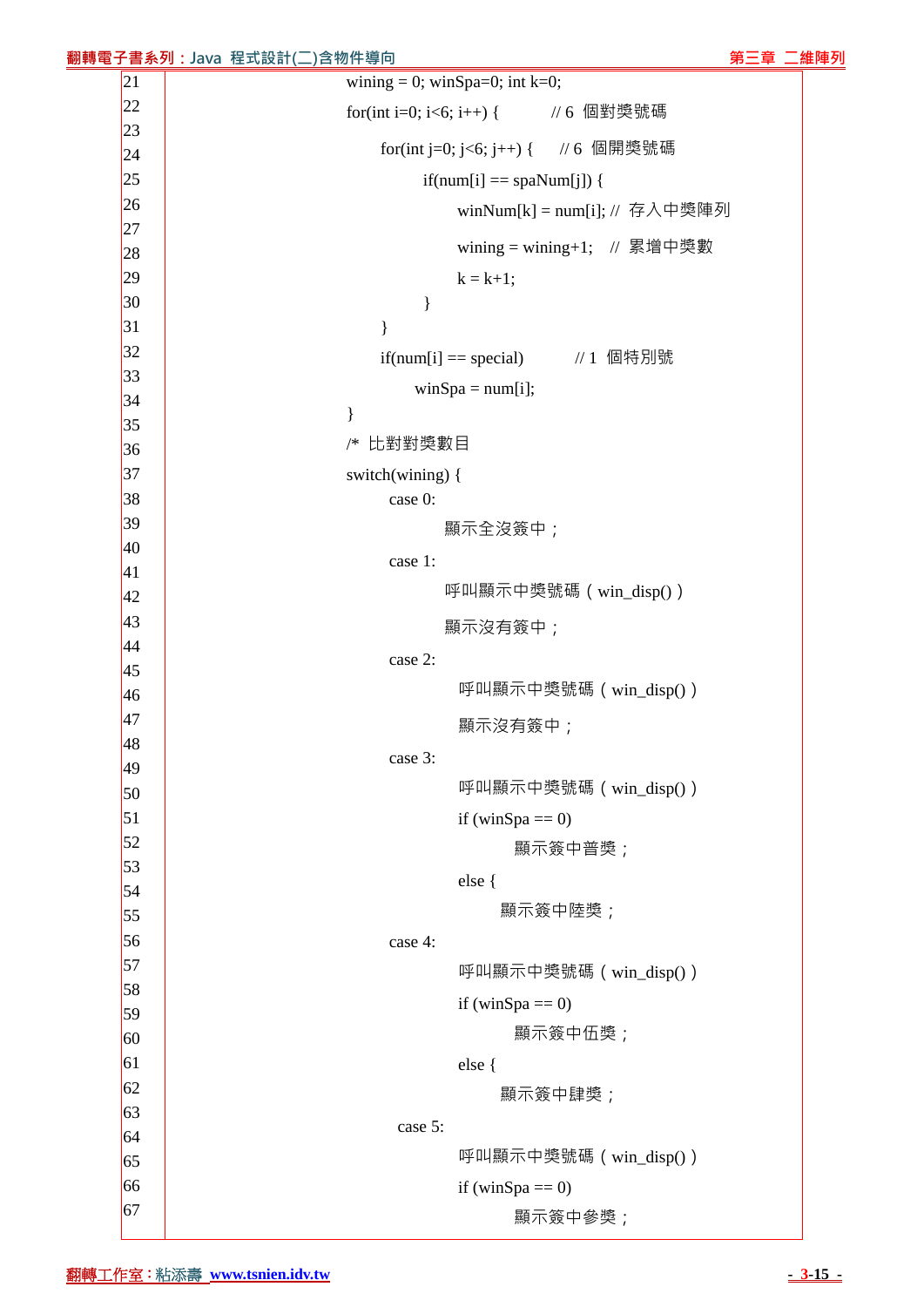```
21        wining = 0; winSpa=0; int k=0;
22        for(int i=0; i<6; i++) {          // 6 個對獎號碼
23
24            for(int j=0; j<6; j++) {     // 6 個開獎號碼
25                if(num[i] == spaNum[j]) {
26                    winNum[k] = num[i]; // 存入中獎陣列
27
28                    wining = wining+1;   // 累增中獎數
29                    k = k+1;
30                }
31            }
32            if(num[i] == special)         // 1 個特別號
33                winSpa = num[i];
34        }
35
36        /* 比對對獎數目
37        switch(wining) {
38            case 0:
39                顯示全沒簽中；
40            case 1:
41
42                呼叫顯示中獎號碼（win_disp()）
43                顯示沒有簽中；
44
45            case 2:
46                呼叫顯示中獎號碼（win_disp()）
47                顯示沒有簽中；
48
49            case 3:
50                呼叫顯示中獎號碼（win_disp()）
51                if (winSpa == 0)
52                    顯示簽中普獎；
53
54                else {
55                    顯示簽中陸獎；
56            case 4:
57                呼叫顯示中獎號碼（win_disp()）
58
59                if (winSpa == 0)
60                    顯示簽中伍獎；
61                else {
62                    顯示簽中肆獎；
63
64            case 5:
65                呼叫顯示中獎號碼（win_disp()）
66                if (winSpa == 0)
67                    顯示簽中參獎；
```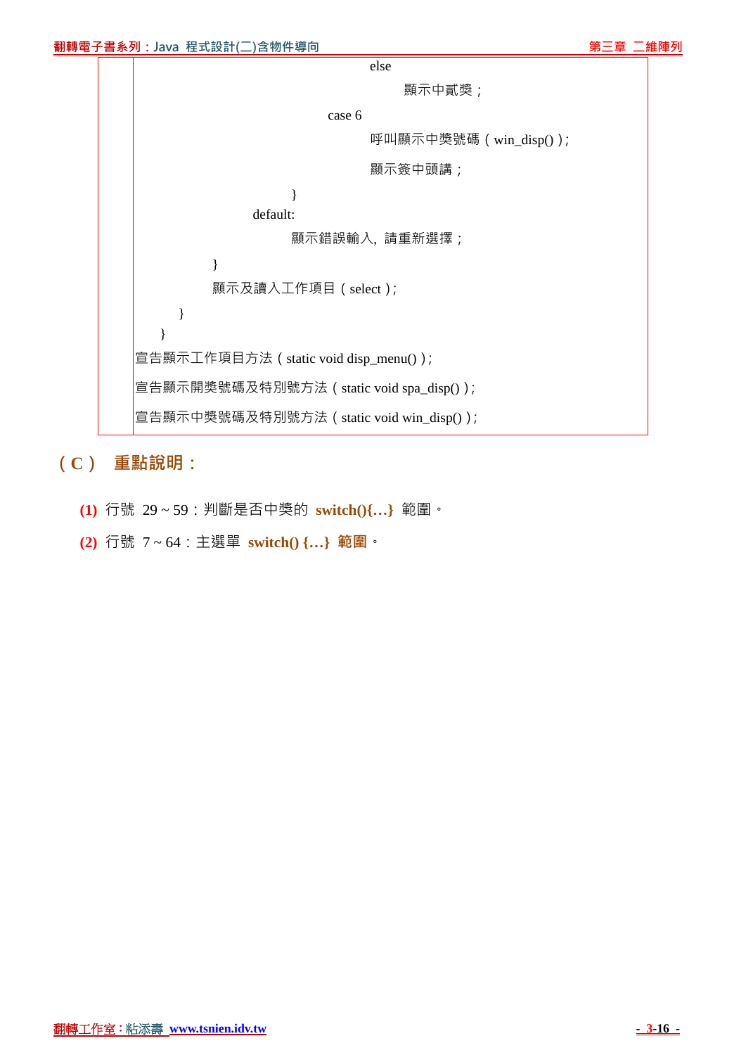```
                                        else
                                            顯示中貳獎；
                                case 6
                                        呼叫顯示中獎號碼 ( win_disp() );
                                        顯示簽中頭講；
                        }
                default:
                        顯示錯誤輸入，請重新選擇；
            }
            顯示及讀入工作項目 ( select );
        }
    }
宣告顯示工作項目方法 ( static void disp_menu() );
宣告顯示開獎號碼及特別號方法 ( static void spa_disp() );
宣告顯示中獎號碼及特別號方法 ( static void win_disp() );
```

## ( C ) 重點說明：

**(1)** 行號 29 ~ 59：判斷是否中獎的 **switch(){…}** 範圍。

**(2)** 行號 7 ~ 64：主選單 **switch() {…} 範圍**。